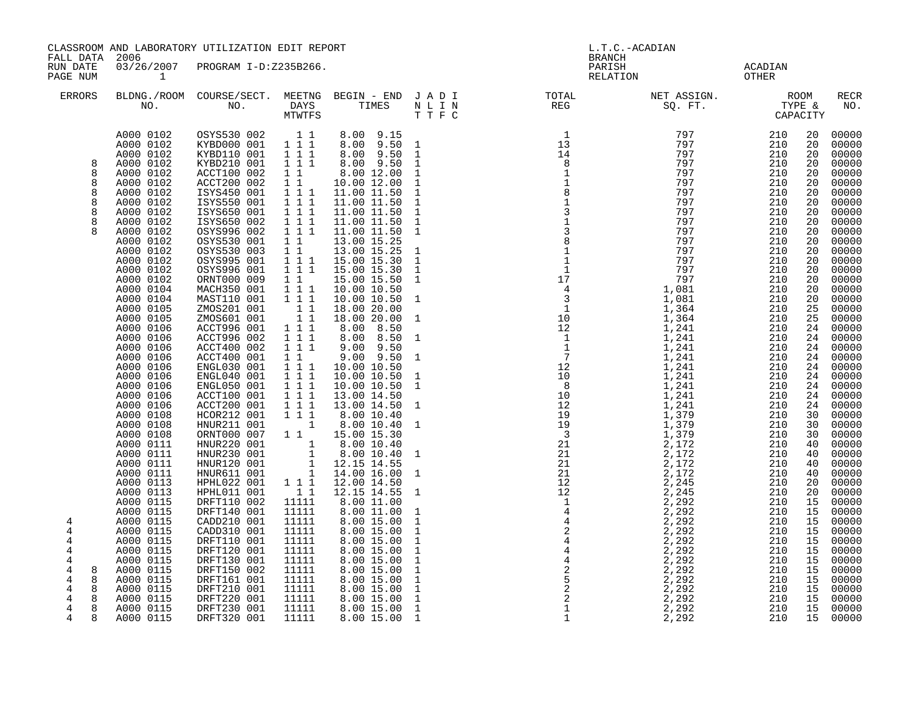CLASSROOM AND LABORATORY UTILIZATION EDIT REPORT
FALL DATA 2006
RUN DATE 03/26/2007 PROGRAM I-D:Z235B266.
PAGE NUM 1

L.T.C.-ACADIAN
BRANCH
PARISH ACADIAN
RELATION OTHER

| ERRORS | BLDNG./ROOM NO. | COURSE/SECT. NO. | MEETNG DAYS MTWTFS | BEGIN - END TIMES | J A D I N L I N T T F C | TOTAL REG | NET ASSIGN. SQ. FT. | ROOM TYPE & CAPACITY | | RECR NO. |
|---|---|---|---|---|---|---|---|---|---|---|
| | A000 0102 | OSYS530 002 | 1 1 | 8.00 9.15 | | 1 | 797 | 210 | 20 | 00000 |
| | A000 0102 | KYBD000 001 | 1 1 1 | 8.00 9.50 | 1 | 13 | 797 | 210 | 20 | 00000 |
| | A000 0102 | KYBD110 001 | 1 1 1 | 8.00 9.50 | 1 | 14 | 797 | 210 | 20 | 00000 |
| 8 | A000 0102 | KYBD210 001 | 1 1 1 | 8.00 9.50 | 1 | 8 | 797 | 210 | 20 | 00000 |
| 8 | A000 0102 | ACCT100 002 | 1 1 | 8.00 12.00 | 1 | 1 | 797 | 210 | 20 | 00000 |
| 8 | A000 0102 | ACCT200 002 | 1 1 | 10.00 12.00 | 1 | 1 | 797 | 210 | 20 | 00000 |
| 8 | A000 0102 | ISYS450 001 | 1 1 1 | 11.00 11.50 | 1 | 8 | 797 | 210 | 20 | 00000 |
| 8 | A000 0102 | ISYS550 001 | 1 1 1 | 11.00 11.50 | 1 | 1 | 797 | 210 | 20 | 00000 |
| 8 | A000 0102 | ISYS650 001 | 1 1 1 | 11.00 11.50 | 1 | 3 | 797 | 210 | 20 | 00000 |
| 8 | A000 0102 | ISYS650 002 | 1 1 1 | 11.00 11.50 | 1 | 1 | 797 | 210 | 20 | 00000 |
| 8 | A000 0102 | OSYS996 002 | 1 1 1 | 11.00 11.50 | 1 | 3 | 797 | 210 | 20 | 00000 |
| | A000 0102 | OSYS530 001 | 1 1 | 13.00 15.25 | | 8 | 797 | 210 | 20 | 00000 |
| | A000 0102 | OSYS530 003 | 1 1 | 13.00 15.25 | 1 | 1 | 797 | 210 | 20 | 00000 |
| | A000 0102 | OSYS995 001 | 1 1 1 | 15.00 15.30 | 1 | 1 | 797 | 210 | 20 | 00000 |
| | A000 0102 | OSYS996 001 | 1 1 1 | 15.00 15.30 | 1 | 1 | 797 | 210 | 20 | 00000 |
| | A000 0102 | ORNT000 009 | 1 1 | 15.00 15.50 | 1 | 17 | 797 | 210 | 20 | 00000 |
| | A000 0104 | MACH350 001 | 1 1 1 | 10.00 10.50 | | 4 | 1,081 | 210 | 20 | 00000 |
| | A000 0104 | MAST110 001 | 1 1 1 | 10.00 10.50 | 1 | 3 | 1,081 | 210 | 20 | 00000 |
| | A000 0105 | ZMOS201 001 | 1 1 | 18.00 20.00 | | 1 | 1,364 | 210 | 25 | 00000 |
| | A000 0105 | ZMOS601 001 | 1 1 | 18.00 20.00 | 1 | 10 | 1,364 | 210 | 25 | 00000 |
| | A000 0106 | ACCT996 001 | 1 1 1 | 8.00 8.50 | | 12 | 1,241 | 210 | 24 | 00000 |
| | A000 0106 | ACCT996 002 | 1 1 1 | 8.00 8.50 | 1 | 1 | 1,241 | 210 | 24 | 00000 |
| | A000 0106 | ACCT400 002 | 1 1 1 | 9.00 9.50 | | 1 | 1,241 | 210 | 24 | 00000 |
| | A000 0106 | ACCT400 001 | 1 1 | 9.00 9.50 | 1 | 7 | 1,241 | 210 | 24 | 00000 |
| | A000 0106 | ENGL030 001 | 1 1 1 | 10.00 10.50 | | 12 | 1,241 | 210 | 24 | 00000 |
| | A000 0106 | ENGL040 001 | 1 1 1 | 10.00 10.50 | 1 | 10 | 1,241 | 210 | 24 | 00000 |
| | A000 0106 | ENGL050 001 | 1 1 1 | 10.00 10.50 | 1 | 8 | 1,241 | 210 | 24 | 00000 |
| | A000 0106 | ACCT100 001 | 1 1 1 | 13.00 14.50 | | 10 | 1,241 | 210 | 24 | 00000 |
| | A000 0106 | ACCT200 001 | 1 1 1 | 13.00 14.50 | 1 | 12 | 1,241 | 210 | 24 | 00000 |
| | A000 0108 | HCOR212 001 | 1 1 1 | 8.00 10.40 | | 19 | 1,379 | 210 | 30 | 00000 |
| | A000 0108 | HNUR211 001 | 1 | 8.00 10.40 | 1 | 19 | 1,379 | 210 | 30 | 00000 |
| | A000 0108 | ORNT000 007 | 1 1 | 15.00 15.30 | | 3 | 1,379 | 210 | 30 | 00000 |
| | A000 0111 | HNUR220 001 | 1 | 8.00 10.40 | | 21 | 2,172 | 210 | 40 | 00000 |
| | A000 0111 | HNUR230 001 | 1 | 8.00 10.40 | 1 | 21 | 2,172 | 210 | 40 | 00000 |
| | A000 0111 | HNUR120 001 | 1 | 12.15 14.55 | | 21 | 2,172 | 210 | 40 | 00000 |
| | A000 0111 | HNUR611 001 | 1 | 14.00 16.00 | 1 | 21 | 2,172 | 210 | 40 | 00000 |
| | A000 0113 | HPHL022 001 | 1 1 1 | 12.00 14.50 | | 12 | 2,245 | 210 | 20 | 00000 |
| | A000 0113 | HPHL011 001 | 1 1 | 12.15 14.55 | 1 | 12 | 2,245 | 210 | 20 | 00000 |
| | A000 0115 | DRFT110 002 | 11111 | 8.00 11.00 | | 1 | 2,292 | 210 | 15 | 00000 |
| | A000 0115 | DRFT140 001 | 11111 | 8.00 11.00 | 1 | 4 | 2,292 | 210 | 15 | 00000 |
| 4 | A000 0115 | CADD210 001 | 11111 | 8.00 15.00 | 1 | 4 | 2,292 | 210 | 15 | 00000 |
| 4 | A000 0115 | CADD310 001 | 11111 | 8.00 15.00 | 1 | 2 | 2,292 | 210 | 15 | 00000 |
| 4 | A000 0115 | DRFT110 001 | 11111 | 8.00 15.00 | 1 | 4 | 2,292 | 210 | 15 | 00000 |
| 4 | A000 0115 | DRFT120 001 | 11111 | 8.00 15.00 | 1 | 4 | 2,292 | 210 | 15 | 00000 |
| 4 | A000 0115 | DRFT130 001 | 11111 | 8.00 15.00 | 1 | 4 | 2,292 | 210 | 15 | 00000 |
| 4 8 | A000 0115 | DRFT150 002 | 11111 | 8.00 15.00 | 1 | 2 | 2,292 | 210 | 15 | 00000 |
| 4 8 | A000 0115 | DRFT161 001 | 11111 | 8.00 15.00 | 1 | 5 | 2,292 | 210 | 15 | 00000 |
| 4 8 | A000 0115 | DRFT210 001 | 11111 | 8.00 15.00 | 1 | 2 | 2,292 | 210 | 15 | 00000 |
| 4 8 | A000 0115 | DRFT220 001 | 11111 | 8.00 15.00 | 1 | 2 | 2,292 | 210 | 15 | 00000 |
| 4 8 | A000 0115 | DRFT230 001 | 11111 | 8.00 15.00 | 1 | 1 | 2,292 | 210 | 15 | 00000 |
| 4 8 | A000 0115 | DRFT320 001 | 11111 | 8.00 15.00 | 1 | 1 | 2,292 | 210 | 15 | 00000 |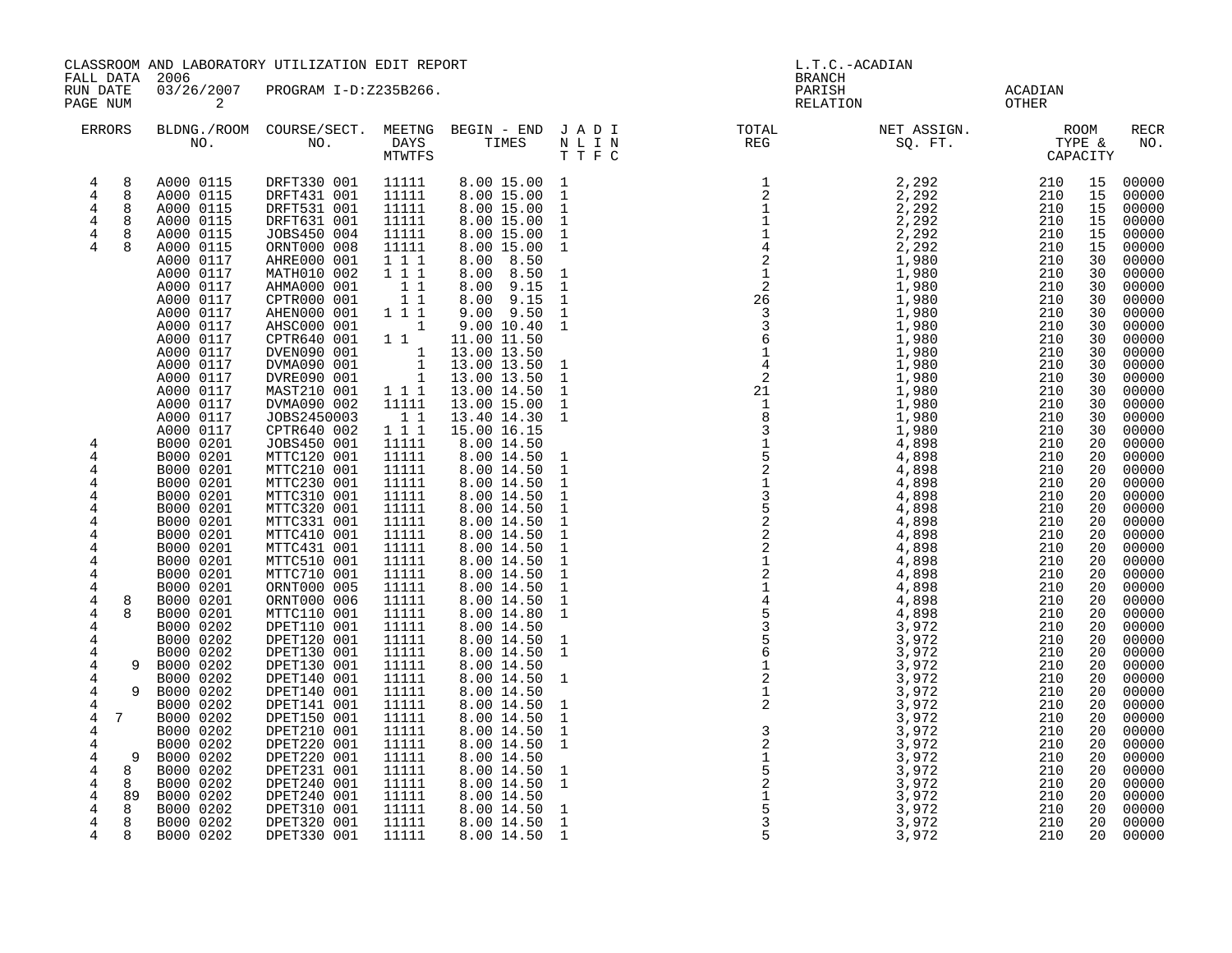CLASSROOM AND LABORATORY UTILIZATION EDIT REPORT
FALL DATA 2006
RUN DATE 03/26/2007 PROGRAM I-D:Z235B266.
PAGE NUM 2

L.T.C.-ACADIAN
BRANCH
PARISH ACADIAN
RELATION OTHER

| ERRORS | BLDNG./ROOM NO. | COURSE/SECT. NO. | MEETNG DAYS MTWTFS | BEGIN - END TIMES | J A D I N L I N T T F C | TOTAL REG | NET ASSIGN. SQ. FT. | ROOM TYPE & CAPACITY | | RECR NO. |
|---|---|---|---|---|---|---|---|---|---|---|
| 4 8 | A000 0115 | DRFT330 001 | 11111 | 8.00 15.00 | 1 | 1 | 2,292 | 210 | 15 | 00000 |
| 4 8 | A000 0115 | DRFT431 001 | 11111 | 8.00 15.00 | 1 | 2 | 2,292 | 210 | 15 | 00000 |
| 4 8 | A000 0115 | DRFT531 001 | 11111 | 8.00 15.00 | 1 | 1 | 2,292 | 210 | 15 | 00000 |
| 4 8 | A000 0115 | DRFT631 001 | 11111 | 8.00 15.00 | 1 | 1 | 2,292 | 210 | 15 | 00000 |
| 4 8 | A000 0115 | JOBS450 004 | 11111 | 8.00 15.00 | 1 | 1 | 2,292 | 210 | 15 | 00000 |
| 4 8 | A000 0115 | ORNT000 008 | 11111 | 8.00 15.00 | 1 | 4 | 2,292 | 210 | 15 | 00000 |
| | A000 0117 | AHRE000 001 | 1 1 1 | 8.00 8.50 | | 2 | 1,980 | 210 | 30 | 00000 |
| | A000 0117 | MATH010 002 | 1 1 1 | 8.00 8.50 | 1 | 1 | 1,980 | 210 | 30 | 00000 |
| | A000 0117 | AHMA000 001 | 1 1 | 8.00 9.15 | 1 | 2 | 1,980 | 210 | 30 | 00000 |
| | A000 0117 | CPTR000 001 | 1 1 | 8.00 9.15 | 1 | 26 | 1,980 | 210 | 30 | 00000 |
| | A000 0117 | AHEN000 001 | 1 1 1 | 9.00 9.50 | 1 | 3 | 1,980 | 210 | 30 | 00000 |
| | A000 0117 | AHSC000 001 | 1 | 9.00 10.40 | 1 | 3 | 1,980 | 210 | 30 | 00000 |
| | A000 0117 | CPTR640 001 | 1 1 | 11.00 11.50 | | 6 | 1,980 | 210 | 30 | 00000 |
| | A000 0117 | DVEN090 001 | 1 | 13.00 13.50 | | 1 | 1,980 | 210 | 30 | 00000 |
| | A000 0117 | DVMA090 001 | 1 | 13.00 13.50 | 1 | 4 | 1,980 | 210 | 30 | 00000 |
| | A000 0117 | DVRE090 001 | 1 | 13.00 13.50 | 1 | 2 | 1,980 | 210 | 30 | 00000 |
| | A000 0117 | MAST210 001 | 1 1 1 | 13.00 14.50 | 1 | 21 | 1,980 | 210 | 30 | 00000 |
| | A000 0117 | DVMA090 002 | 11111 | 13.00 15.00 | 1 | 1 | 1,980 | 210 | 30 | 00000 |
| | A000 0117 | JOBS2450003 | 1 1 | 13.40 14.30 | 1 | 8 | 1,980 | 210 | 30 | 00000 |
| | A000 0117 | CPTR640 002 | 1 1 1 | 15.00 16.15 | | 3 | 1,980 | 210 | 30 | 00000 |
| 4 | B000 0201 | JOBS450 001 | 11111 | 8.00 14.50 | | 1 | 4,898 | 210 | 20 | 00000 |
| 4 | B000 0201 | MTTC120 001 | 11111 | 8.00 14.50 | 1 | 5 | 4,898 | 210 | 20 | 00000 |
| 4 | B000 0201 | MTTC210 001 | 11111 | 8.00 14.50 | 1 | 2 | 4,898 | 210 | 20 | 00000 |
| 4 | B000 0201 | MTTC230 001 | 11111 | 8.00 14.50 | 1 | 1 | 4,898 | 210 | 20 | 00000 |
| 4 | B000 0201 | MTTC310 001 | 11111 | 8.00 14.50 | 1 | 3 | 4,898 | 210 | 20 | 00000 |
| 4 | B000 0201 | MTTC320 001 | 11111 | 8.00 14.50 | 1 | 5 | 4,898 | 210 | 20 | 00000 |
| 4 | B000 0201 | MTTC331 001 | 11111 | 8.00 14.50 | 1 | 2 | 4,898 | 210 | 20 | 00000 |
| 4 | B000 0201 | MTTC410 001 | 11111 | 8.00 14.50 | 1 | 2 | 4,898 | 210 | 20 | 00000 |
| 4 | B000 0201 | MTTC431 001 | 11111 | 8.00 14.50 | 1 | 2 | 4,898 | 210 | 20 | 00000 |
| 4 | B000 0201 | MTTC510 001 | 11111 | 8.00 14.50 | 1 | 1 | 4,898 | 210 | 20 | 00000 |
| 4 | B000 0201 | MTTC710 001 | 11111 | 8.00 14.50 | 1 | 2 | 4,898 | 210 | 20 | 00000 |
| 4 | B000 0201 | ORNT000 005 | 11111 | 8.00 14.50 | 1 | 1 | 4,898 | 210 | 20 | 00000 |
| 4 8 | B000 0201 | ORNT000 006 | 11111 | 8.00 14.50 | 1 | 4 | 4,898 | 210 | 20 | 00000 |
| 4 8 | B000 0201 | MTTC110 001 | 11111 | 8.00 14.80 | 1 | 5 | 4,898 | 210 | 20 | 00000 |
| 4 | B000 0202 | DPET110 001 | 11111 | 8.00 14.50 | | 3 | 3,972 | 210 | 20 | 00000 |
| 4 | B000 0202 | DPET120 001 | 11111 | 8.00 14.50 | 1 | 5 | 3,972 | 210 | 20 | 00000 |
| 4 | B000 0202 | DPET130 001 | 11111 | 8.00 14.50 | 1 | 6 | 3,972 | 210 | 20 | 00000 |
| 4 9 | B000 0202 | DPET130 001 | 11111 | 8.00 14.50 | | 1 | 3,972 | 210 | 20 | 00000 |
| 4 | B000 0202 | DPET140 001 | 11111 | 8.00 14.50 | 1 | 2 | 3,972 | 210 | 20 | 00000 |
| 4 9 | B000 0202 | DPET140 001 | 11111 | 8.00 14.50 | | 1 | 3,972 | 210 | 20 | 00000 |
| 4 | B000 0202 | DPET141 001 | 11111 | 8.00 14.50 | 1 | 2 | 3,972 | 210 | 20 | 00000 |
| 4 7 | B000 0202 | DPET150 001 | 11111 | 8.00 14.50 | 1 | | 3,972 | 210 | 20 | 00000 |
| 4 | B000 0202 | DPET210 001 | 11111 | 8.00 14.50 | 1 | 3 | 3,972 | 210 | 20 | 00000 |
| 4 | B000 0202 | DPET220 001 | 11111 | 8.00 14.50 | 1 | 2 | 3,972 | 210 | 20 | 00000 |
| 4 9 | B000 0202 | DPET220 001 | 11111 | 8.00 14.50 | | 1 | 3,972 | 210 | 20 | 00000 |
| 4 8 | B000 0202 | DPET231 001 | 11111 | 8.00 14.50 | 1 | 5 | 3,972 | 210 | 20 | 00000 |
| 4 8 | B000 0202 | DPET240 001 | 11111 | 8.00 14.50 | 1 | 2 | 3,972 | 210 | 20 | 00000 |
| 4 89 | B000 0202 | DPET240 001 | 11111 | 8.00 14.50 | | 1 | 3,972 | 210 | 20 | 00000 |
| 4 8 | B000 0202 | DPET310 001 | 11111 | 8.00 14.50 | 1 | 5 | 3,972 | 210 | 20 | 00000 |
| 4 8 | B000 0202 | DPET320 001 | 11111 | 8.00 14.50 | 1 | 3 | 3,972 | 210 | 20 | 00000 |
| 4 8 | B000 0202 | DPET330 001 | 11111 | 8.00 14.50 | 1 | 5 | 3,972 | 210 | 20 | 00000 |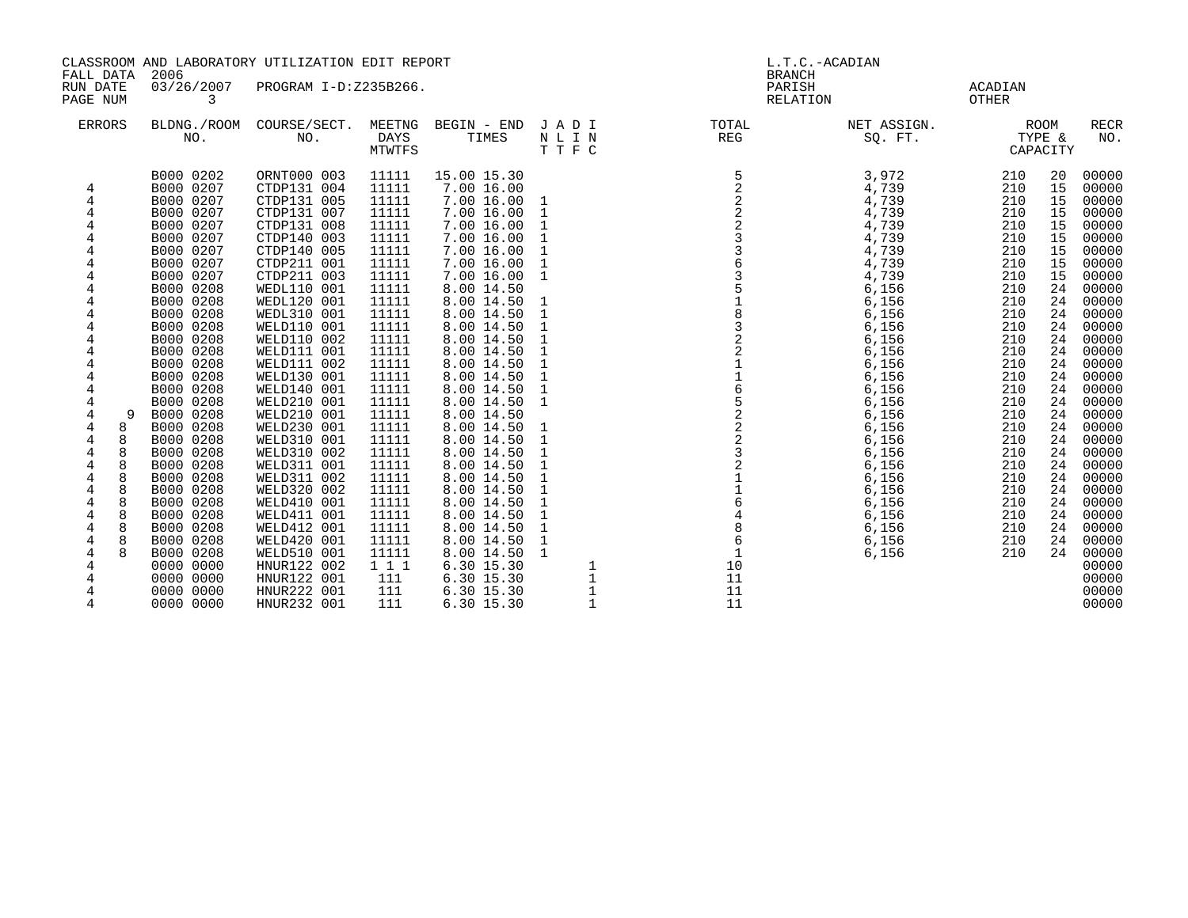CLASSROOM AND LABORATORY UTILIZATION EDIT REPORT
FALL DATA 2006
RUN DATE 03/26/2007 PROGRAM I-D:Z235B266.
PAGE NUM 3

L.T.C.-ACADIAN
BRANCH
PARISH ACADIAN
RELATION OTHER

| ERRORS | | BLDNG./ROOM NO. | COURSE/SECT. NO. | MEETNG DAYS MTWTFS | BEGIN - END TIMES | J N T | A L T | D I F | I N C | TOTAL REG | NET ASSIGN. SQ. FT. | ROOM TYPE & | CAPACITY | RECR NO. |
|---|---|---|---|---|---|---|---|---|---|---|---|---|---|---|
| | | B000 0202 | ORNT000 003 | 11111 | 15.00 15.30 | | | | | 5 | 3,972 | 210 | 20 | 00000 |
| 4 | | B000 0207 | CTDP131 004 | 11111 | 7.00 16.00 | | | | | 2 | 4,739 | 210 | 15 | 00000 |
| 4 | | B000 0207 | CTDP131 005 | 11111 | 7.00 16.00 | 1 | | | | 2 | 4,739 | 210 | 15 | 00000 |
| 4 | | B000 0207 | CTDP131 007 | 11111 | 7.00 16.00 | 1 | | | | 2 | 4,739 | 210 | 15 | 00000 |
| 4 | | B000 0207 | CTDP131 008 | 11111 | 7.00 16.00 | 1 | | | | 2 | 4,739 | 210 | 15 | 00000 |
| 4 | | B000 0207 | CTDP140 003 | 11111 | 7.00 16.00 | 1 | | | | 3 | 4,739 | 210 | 15 | 00000 |
| 4 | | B000 0207 | CTDP140 005 | 11111 | 7.00 16.00 | 1 | | | | 3 | 4,739 | 210 | 15 | 00000 |
| 4 | | B000 0207 | CTDP211 001 | 11111 | 7.00 16.00 | 1 | | | | 6 | 4,739 | 210 | 15 | 00000 |
| 4 | | B000 0207 | CTDP211 003 | 11111 | 7.00 16.00 | 1 | | | | 3 | 4,739 | 210 | 15 | 00000 |
| 4 | | B000 0208 | WEDL110 001 | 11111 | 8.00 14.50 | | | | | 5 | 6,156 | 210 | 24 | 00000 |
| 4 | | B000 0208 | WEDL120 001 | 11111 | 8.00 14.50 | 1 | | | | 1 | 6,156 | 210 | 24 | 00000 |
| 4 | | B000 0208 | WEDL310 001 | 11111 | 8.00 14.50 | 1 | | | | 8 | 6,156 | 210 | 24 | 00000 |
| 4 | | B000 0208 | WELD110 001 | 11111 | 8.00 14.50 | 1 | | | | 3 | 6,156 | 210 | 24 | 00000 |
| 4 | | B000 0208 | WELD110 002 | 11111 | 8.00 14.50 | 1 | | | | 2 | 6,156 | 210 | 24 | 00000 |
| 4 | | B000 0208 | WELD111 001 | 11111 | 8.00 14.50 | 1 | | | | 2 | 6,156 | 210 | 24 | 00000 |
| 4 | | B000 0208 | WELD111 002 | 11111 | 8.00 14.50 | 1 | | | | 1 | 6,156 | 210 | 24 | 00000 |
| 4 | | B000 0208 | WELD130 001 | 11111 | 8.00 14.50 | 1 | | | | 1 | 6,156 | 210 | 24 | 00000 |
| 4 | | B000 0208 | WELD140 001 | 11111 | 8.00 14.50 | 1 | | | | 6 | 6,156 | 210 | 24 | 00000 |
| 4 | | B000 0208 | WELD210 001 | 11111 | 8.00 14.50 | 1 | | | | 5 | 6,156 | 210 | 24 | 00000 |
| 4 | 9 | B000 0208 | WELD210 001 | 11111 | 8.00 14.50 | | | | | 2 | 6,156 | 210 | 24 | 00000 |
| 4 | 8 | B000 0208 | WELD230 001 | 11111 | 8.00 14.50 | 1 | | | | 2 | 6,156 | 210 | 24 | 00000 |
| 4 | 8 | B000 0208 | WELD310 001 | 11111 | 8.00 14.50 | 1 | | | | 2 | 6,156 | 210 | 24 | 00000 |
| 4 | 8 | B000 0208 | WELD310 002 | 11111 | 8.00 14.50 | 1 | | | | 3 | 6,156 | 210 | 24 | 00000 |
| 4 | 8 | B000 0208 | WELD311 001 | 11111 | 8.00 14.50 | 1 | | | | 2 | 6,156 | 210 | 24 | 00000 |
| 4 | 8 | B000 0208 | WELD311 002 | 11111 | 8.00 14.50 | 1 | | | | 1 | 6,156 | 210 | 24 | 00000 |
| 4 | 8 | B000 0208 | WELD320 002 | 11111 | 8.00 14.50 | 1 | | | | 1 | 6,156 | 210 | 24 | 00000 |
| 4 | 8 | B000 0208 | WELD410 001 | 11111 | 8.00 14.50 | 1 | | | | 6 | 6,156 | 210 | 24 | 00000 |
| 4 | 8 | B000 0208 | WELD411 001 | 11111 | 8.00 14.50 | 1 | | | | 4 | 6,156 | 210 | 24 | 00000 |
| 4 | 8 | B000 0208 | WELD412 001 | 11111 | 8.00 14.50 | 1 | | | | 8 | 6,156 | 210 | 24 | 00000 |
| 4 | 8 | B000 0208 | WELD420 001 | 11111 | 8.00 14.50 | 1 | | | | 6 | 6,156 | 210 | 24 | 00000 |
| 4 | 8 | B000 0208 | WELD510 001 | 11111 | 8.00 14.50 | 1 | | | | 1 | 6,156 | 210 | 24 | 00000 |
| 4 | | 0000 0000 | HNUR122 002 | 1 1 1 | 6.30 15.30 | | | | 1 | 10 | | | | 00000 |
| 4 | | 0000 0000 | HNUR122 001 | 111 | 6.30 15.30 | | | | 1 | 11 | | | | 00000 |
| 4 | | 0000 0000 | HNUR222 001 | 111 | 6.30 15.30 | | | | 1 | 11 | | | | 00000 |
| 4 | | 0000 0000 | HNUR232 001 | 111 | 6.30 15.30 | | | | 1 | 11 | | | | 00000 |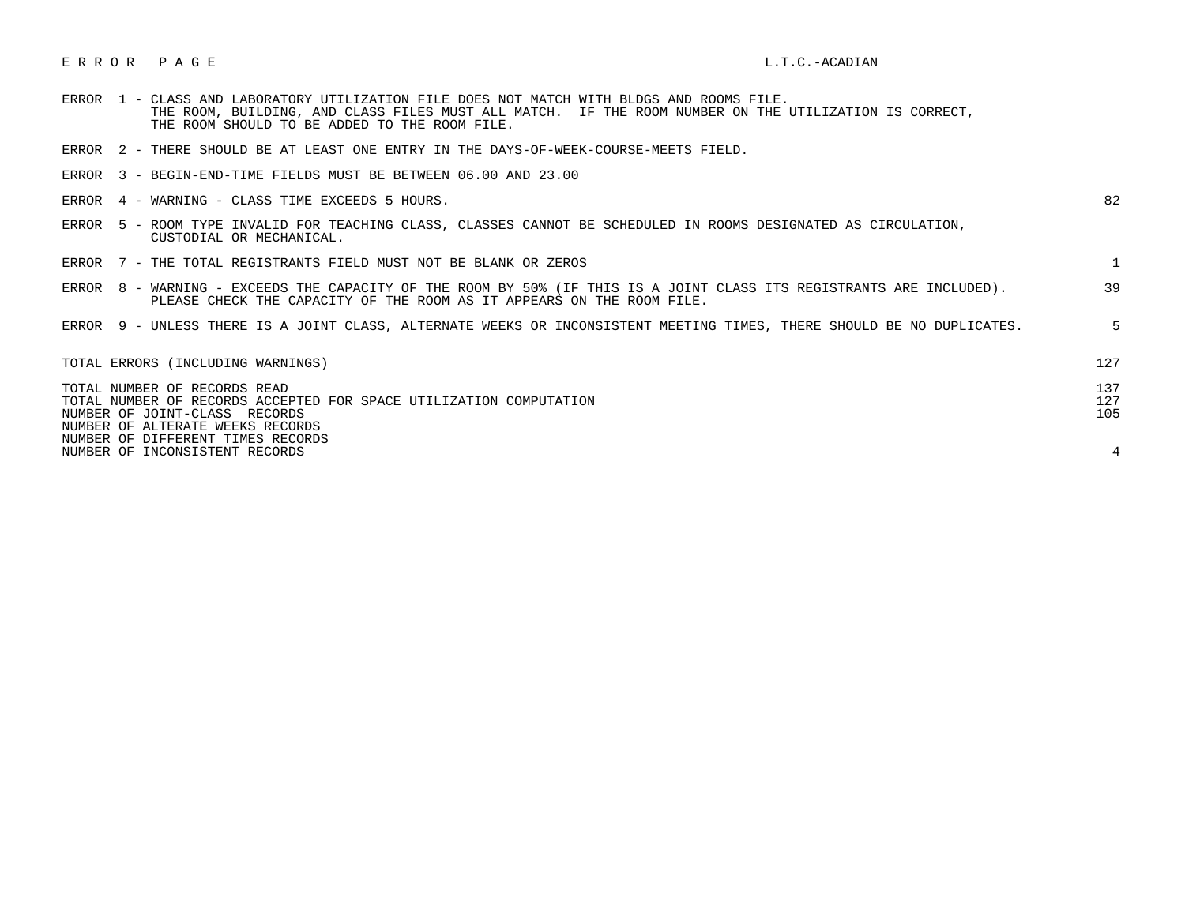E R R O R   P A G E                                                                    L.T.C.-ACADIAN

| Error | Description | Count |
|---|---|---|
| ERROR 1 - | CLASS AND LABORATORY UTILIZATION FILE DOES NOT MATCH WITH BLDGS AND ROOMS FILE. THE ROOM, BUILDING, AND CLASS FILES MUST ALL MATCH. IF THE ROOM NUMBER ON THE UTILIZATION IS CORRECT, THE ROOM SHOULD TO BE ADDED TO THE ROOM FILE. | |
| ERROR 2 - | THERE SHOULD BE AT LEAST ONE ENTRY IN THE DAYS-OF-WEEK-COURSE-MEETS FIELD. | |
| ERROR 3 - | BEGIN-END-TIME FIELDS MUST BE BETWEEN 06.00 AND 23.00 | |
| ERROR 4 - | WARNING - CLASS TIME EXCEEDS 5 HOURS. | 82 |
| ERROR 5 - | ROOM TYPE INVALID FOR TEACHING CLASS, CLASSES CANNOT BE SCHEDULED IN ROOMS DESIGNATED AS CIRCULATION, CUSTODIAL OR MECHANICAL. | |
| ERROR 7 - | THE TOTAL REGISTRANTS FIELD MUST NOT BE BLANK OR ZEROS | 1 |
| ERROR 8 - | WARNING - EXCEEDS THE CAPACITY OF THE ROOM BY 50% (IF THIS IS A JOINT CLASS ITS REGISTRANTS ARE INCLUDED). PLEASE CHECK THE CAPACITY OF THE ROOM AS IT APPEARS ON THE ROOM FILE. | 39 |
| ERROR 9 - | UNLESS THERE IS A JOINT CLASS, ALTERNATE WEEKS OR INCONSISTENT MEETING TIMES, THERE SHOULD BE NO DUPLICATES. | 5 |

| | |
|---|---|
| TOTAL ERRORS (INCLUDING WARNINGS) | 127 |
| TOTAL NUMBER OF RECORDS READ | 137 |
| TOTAL NUMBER OF RECORDS ACCEPTED FOR SPACE UTILIZATION COMPUTATION | 127 |
| NUMBER OF JOINT-CLASS RECORDS | 105 |
| NUMBER OF ALTERATE WEEKS RECORDS | |
| NUMBER OF DIFFERENT TIMES RECORDS | |
| NUMBER OF INCONSISTENT RECORDS | 4 |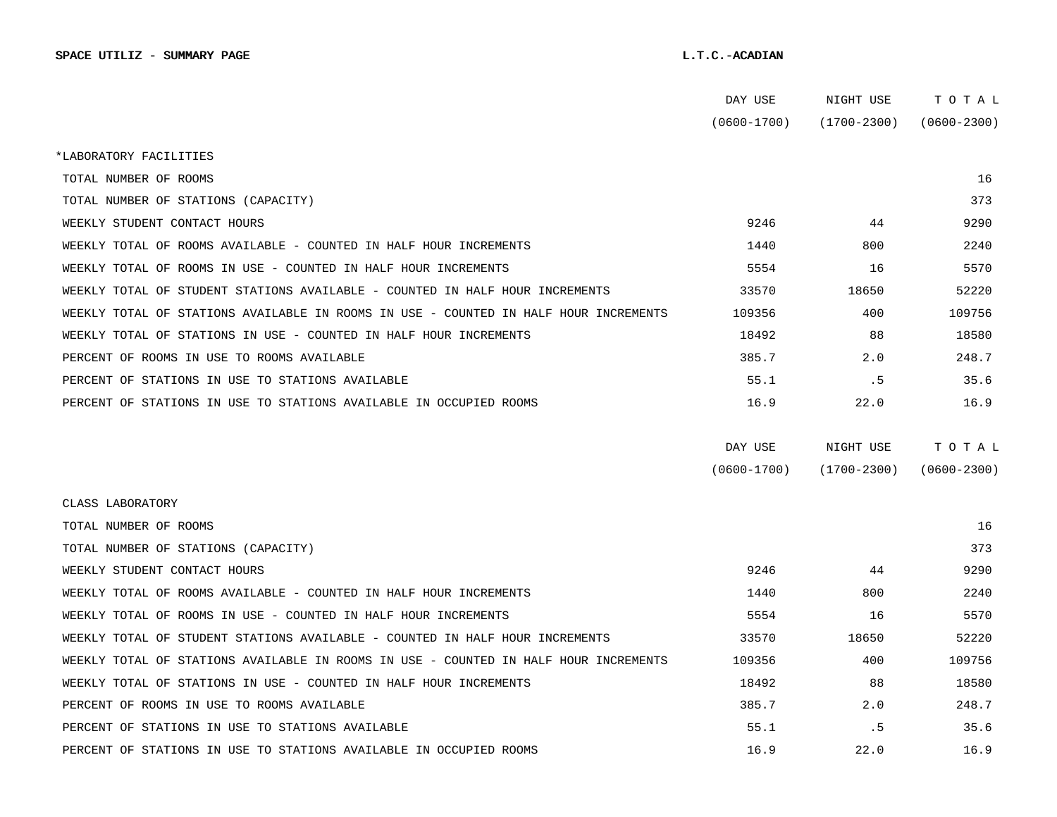**SPACE UTILIZ - SUMMARY PAGE** **L.T.C.-ACADIAN**

| | DAY USE (0600-1700) | NIGHT USE (1700-2300) | T O T A L (0600-2300) |
|---|---|---|---|
| *LABORATORY FACILITIES | | | |
| TOTAL NUMBER OF ROOMS | | | 16 |
| TOTAL NUMBER OF STATIONS (CAPACITY) | | | 373 |
| WEEKLY STUDENT CONTACT HOURS | 9246 | 44 | 9290 |
| WEEKLY TOTAL OF ROOMS AVAILABLE - COUNTED IN HALF HOUR INCREMENTS | 1440 | 800 | 2240 |
| WEEKLY TOTAL OF ROOMS IN USE - COUNTED IN HALF HOUR INCREMENTS | 5554 | 16 | 5570 |
| WEEKLY TOTAL OF STUDENT STATIONS AVAILABLE - COUNTED IN HALF HOUR INCREMENTS | 33570 | 18650 | 52220 |
| WEEKLY TOTAL OF STATIONS AVAILABLE IN ROOMS IN USE - COUNTED IN HALF HOUR INCREMENTS | 109356 | 400 | 109756 |
| WEEKLY TOTAL OF STATIONS IN USE - COUNTED IN HALF HOUR INCREMENTS | 18492 | 88 | 18580 |
| PERCENT OF ROOMS IN USE TO ROOMS AVAILABLE | 385.7 | 2.0 | 248.7 |
| PERCENT OF STATIONS IN USE TO STATIONS AVAILABLE | 55.1 | .5 | 35.6 |
| PERCENT OF STATIONS IN USE TO STATIONS AVAILABLE IN OCCUPIED ROOMS | 16.9 | 22.0 | 16.9 |

| | DAY USE (0600-1700) | NIGHT USE (1700-2300) | T O T A L (0600-2300) |
|---|---|---|---|
| CLASS LABORATORY | | | |
| TOTAL NUMBER OF ROOMS | | | 16 |
| TOTAL NUMBER OF STATIONS (CAPACITY) | | | 373 |
| WEEKLY STUDENT CONTACT HOURS | 9246 | 44 | 9290 |
| WEEKLY TOTAL OF ROOMS AVAILABLE - COUNTED IN HALF HOUR INCREMENTS | 1440 | 800 | 2240 |
| WEEKLY TOTAL OF ROOMS IN USE - COUNTED IN HALF HOUR INCREMENTS | 5554 | 16 | 5570 |
| WEEKLY TOTAL OF STUDENT STATIONS AVAILABLE - COUNTED IN HALF HOUR INCREMENTS | 33570 | 18650 | 52220 |
| WEEKLY TOTAL OF STATIONS AVAILABLE IN ROOMS IN USE - COUNTED IN HALF HOUR INCREMENTS | 109356 | 400 | 109756 |
| WEEKLY TOTAL OF STATIONS IN USE - COUNTED IN HALF HOUR INCREMENTS | 18492 | 88 | 18580 |
| PERCENT OF ROOMS IN USE TO ROOMS AVAILABLE | 385.7 | 2.0 | 248.7 |
| PERCENT OF STATIONS IN USE TO STATIONS AVAILABLE | 55.1 | .5 | 35.6 |
| PERCENT OF STATIONS IN USE TO STATIONS AVAILABLE IN OCCUPIED ROOMS | 16.9 | 22.0 | 16.9 |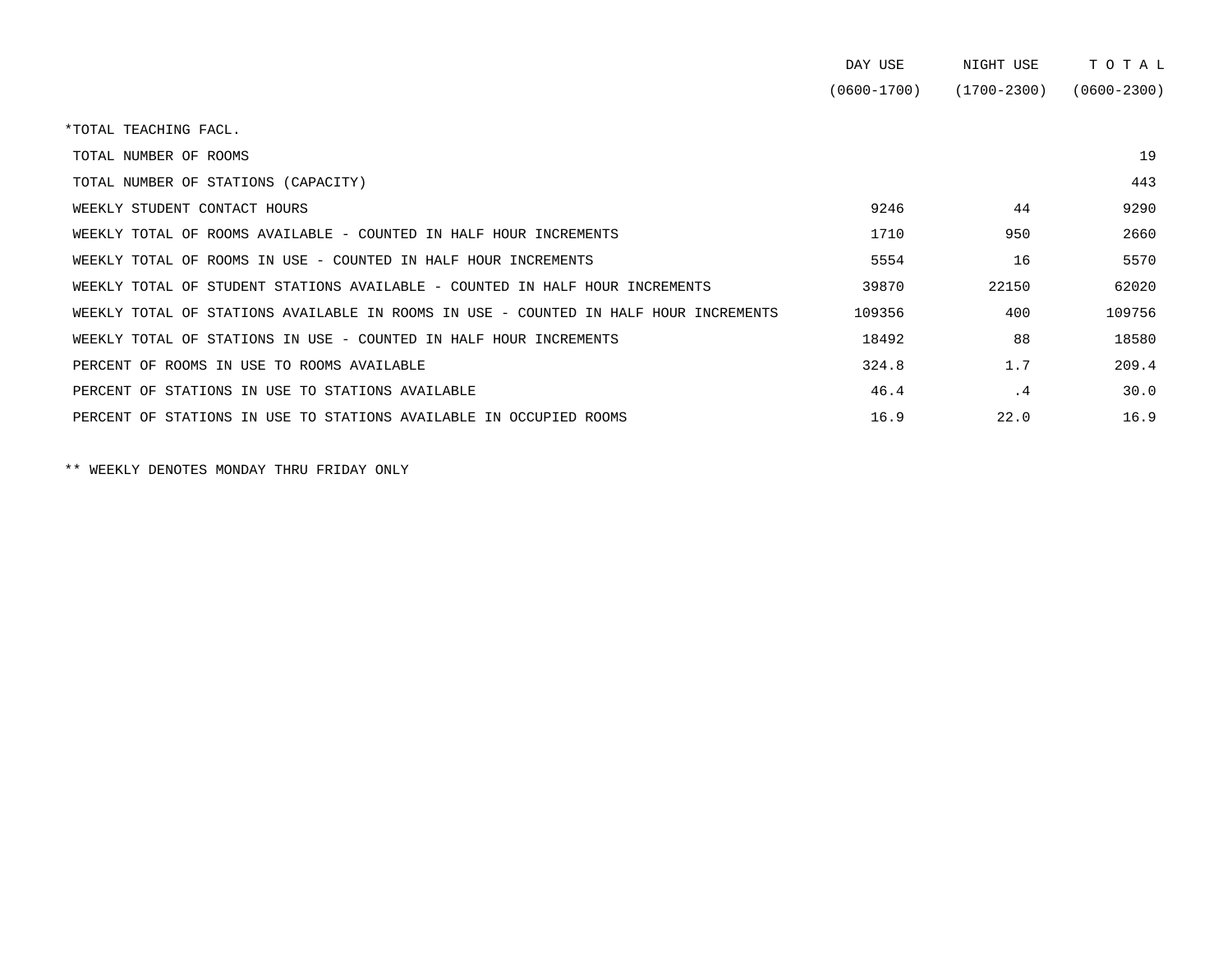| | DAY USE (0600-1700) | NIGHT USE (1700-2300) | T O T A L (0600-2300) |
|---|---|---|---|
| *TOTAL TEACHING FACL. | | | |
| TOTAL NUMBER OF ROOMS | | | 19 |
| TOTAL NUMBER OF STATIONS (CAPACITY) | | | 443 |
| WEEKLY STUDENT CONTACT HOURS | 9246 | 44 | 9290 |
| WEEKLY TOTAL OF ROOMS AVAILABLE - COUNTED IN HALF HOUR INCREMENTS | 1710 | 950 | 2660 |
| WEEKLY TOTAL OF ROOMS IN USE - COUNTED IN HALF HOUR INCREMENTS | 5554 | 16 | 5570 |
| WEEKLY TOTAL OF STUDENT STATIONS AVAILABLE - COUNTED IN HALF HOUR INCREMENTS | 39870 | 22150 | 62020 |
| WEEKLY TOTAL OF STATIONS AVAILABLE IN ROOMS IN USE - COUNTED IN HALF HOUR INCREMENTS | 109356 | 400 | 109756 |
| WEEKLY TOTAL OF STATIONS IN USE - COUNTED IN HALF HOUR INCREMENTS | 18492 | 88 | 18580 |
| PERCENT OF ROOMS IN USE TO ROOMS AVAILABLE | 324.8 | 1.7 | 209.4 |
| PERCENT OF STATIONS IN USE TO STATIONS AVAILABLE | 46.4 | .4 | 30.0 |
| PERCENT OF STATIONS IN USE TO STATIONS AVAILABLE IN OCCUPIED ROOMS | 16.9 | 22.0 | 16.9 |

** WEEKLY DENOTES MONDAY THRU FRIDAY ONLY